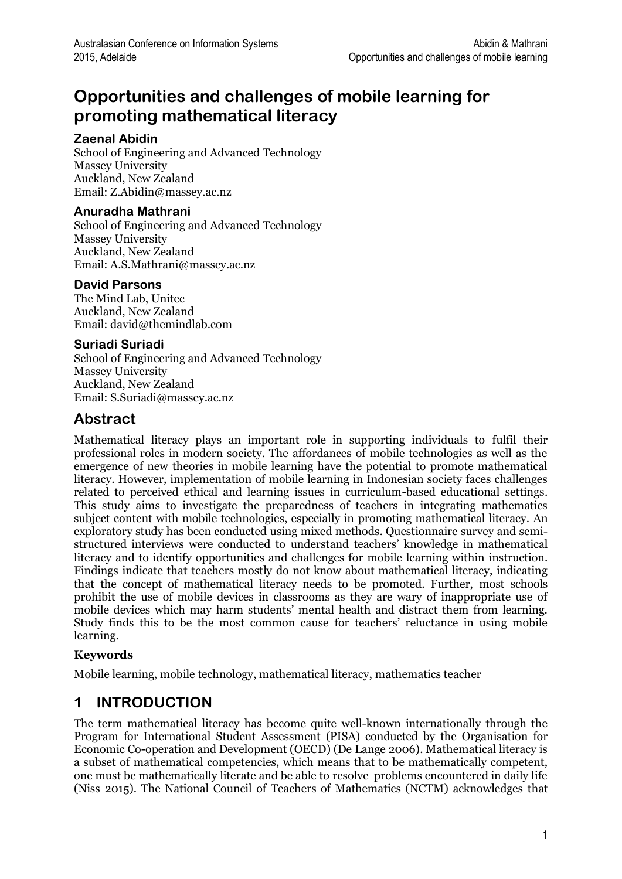# Opportunities and challenges of mobile learning for promoting mathematical literacy

**Zaenal Abidin**
School of Engineering and Advanced Technology
Massey University
Auckland, New Zealand
Email: Z.Abidin@massey.ac.nz

**Anuradha Mathrani**
School of Engineering and Advanced Technology
Massey University
Auckland, New Zealand
Email: A.S.Mathrani@massey.ac.nz

**David Parsons**
The Mind Lab, Unitec
Auckland, New Zealand
Email: david@themindlab.com

**Suriadi Suriadi**
School of Engineering and Advanced Technology
Massey University
Auckland, New Zealand
Email: S.Suriadi@massey.ac.nz

## Abstract

Mathematical literacy plays an important role in supporting individuals to fulfil their professional roles in modern society. The affordances of mobile technologies as well as the emergence of new theories in mobile learning have the potential to promote mathematical literacy. However, implementation of mobile learning in Indonesian society faces challenges related to perceived ethical and learning issues in curriculum-based educational settings. This study aims to investigate the preparedness of teachers in integrating mathematics subject content with mobile technologies, especially in promoting mathematical literacy. An exploratory study has been conducted using mixed methods. Questionnaire survey and semi-structured interviews were conducted to understand teachers' knowledge in mathematical literacy and to identify opportunities and challenges for mobile learning within instruction. Findings indicate that teachers mostly do not know about mathematical literacy, indicating that the concept of mathematical literacy needs to be promoted. Further, most schools prohibit the use of mobile devices in classrooms as they are wary of inappropriate use of mobile devices which may harm students' mental health and distract them from learning. Study finds this to be the most common cause for teachers' reluctance in using mobile learning.

### Keywords

Mobile learning, mobile technology, mathematical literacy, mathematics teacher

## 1 INTRODUCTION

The term mathematical literacy has become quite well-known internationally through the Program for International Student Assessment (PISA) conducted by the Organisation for Economic Co-operation and Development (OECD) (De Lange 2006). Mathematical literacy is a subset of mathematical competencies, which means that to be mathematically competent, one must be mathematically literate and be able to resolve problems encountered in daily life (Niss 2015). The National Council of Teachers of Mathematics (NCTM) acknowledges that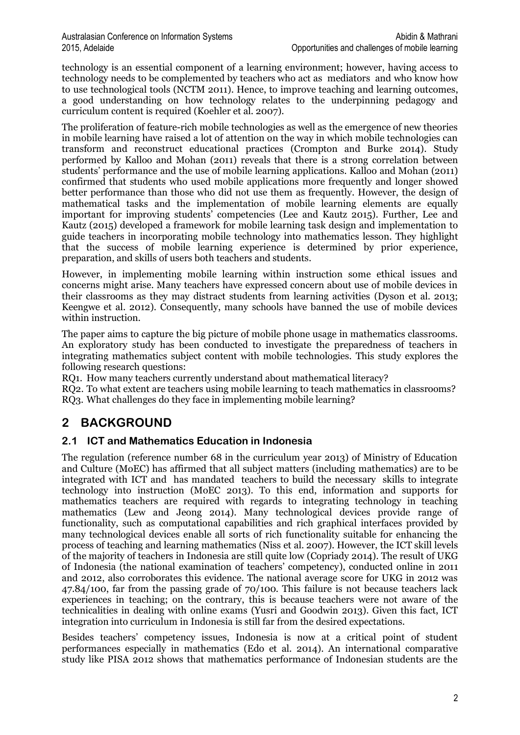technology is an essential component of a learning environment; however, having access to technology needs to be complemented by teachers who act as mediators and who know how to use technological tools (NCTM 2011). Hence, to improve teaching and learning outcomes, a good understanding on how technology relates to the underpinning pedagogy and curriculum content is required (Koehler et al. 2007).

The proliferation of feature-rich mobile technologies as well as the emergence of new theories in mobile learning have raised a lot of attention on the way in which mobile technologies can transform and reconstruct educational practices (Crompton and Burke 2014). Study performed by Kalloo and Mohan (2011) reveals that there is a strong correlation between students' performance and the use of mobile learning applications. Kalloo and Mohan (2011) confirmed that students who used mobile applications more frequently and longer showed better performance than those who did not use them as frequently. However, the design of mathematical tasks and the implementation of mobile learning elements are equally important for improving students' competencies (Lee and Kautz 2015). Further, Lee and Kautz (2015) developed a framework for mobile learning task design and implementation to guide teachers in incorporating mobile technology into mathematics lesson. They highlight that the success of mobile learning experience is determined by prior experience, preparation, and skills of users both teachers and students.

However, in implementing mobile learning within instruction some ethical issues and concerns might arise. Many teachers have expressed concern about use of mobile devices in their classrooms as they may distract students from learning activities (Dyson et al. 2013; Keengwe et al. 2012). Consequently, many schools have banned the use of mobile devices within instruction.

The paper aims to capture the big picture of mobile phone usage in mathematics classrooms. An exploratory study has been conducted to investigate the preparedness of teachers in integrating mathematics subject content with mobile technologies. This study explores the following research questions:

RQ1. How many teachers currently understand about mathematical literacy?  
RQ2. To what extent are teachers using mobile learning to teach mathematics in classrooms?  
RQ3. What challenges do they face in implementing mobile learning?

# 2 BACKGROUND

## 2.1 ICT and Mathematics Education in Indonesia

The regulation (reference number 68 in the curriculum year 2013) of Ministry of Education and Culture (MoEC) has affirmed that all subject matters (including mathematics) are to be integrated with ICT and has mandated teachers to build the necessary skills to integrate technology into instruction (MoEC 2013). To this end, information and supports for mathematics teachers are required with regards to integrating technology in teaching mathematics (Lew and Jeong 2014). Many technological devices provide range of functionality, such as computational capabilities and rich graphical interfaces provided by many technological devices enable all sorts of rich functionality suitable for enhancing the process of teaching and learning mathematics (Niss et al. 2007). However, the ICT skill levels of the majority of teachers in Indonesia are still quite low (Copriady 2014). The result of UKG of Indonesia (the national examination of teachers' competency), conducted online in 2011 and 2012, also corroborates this evidence. The national average score for UKG in 2012 was 47.84/100, far from the passing grade of 70/100. This failure is not because teachers lack experiences in teaching; on the contrary, this is because teachers were not aware of the technicalities in dealing with online exams (Yusri and Goodwin 2013). Given this fact, ICT integration into curriculum in Indonesia is still far from the desired expectations.

Besides teachers' competency issues, Indonesia is now at a critical point of student performances especially in mathematics (Edo et al. 2014). An international comparative study like PISA 2012 shows that mathematics performance of Indonesian students are the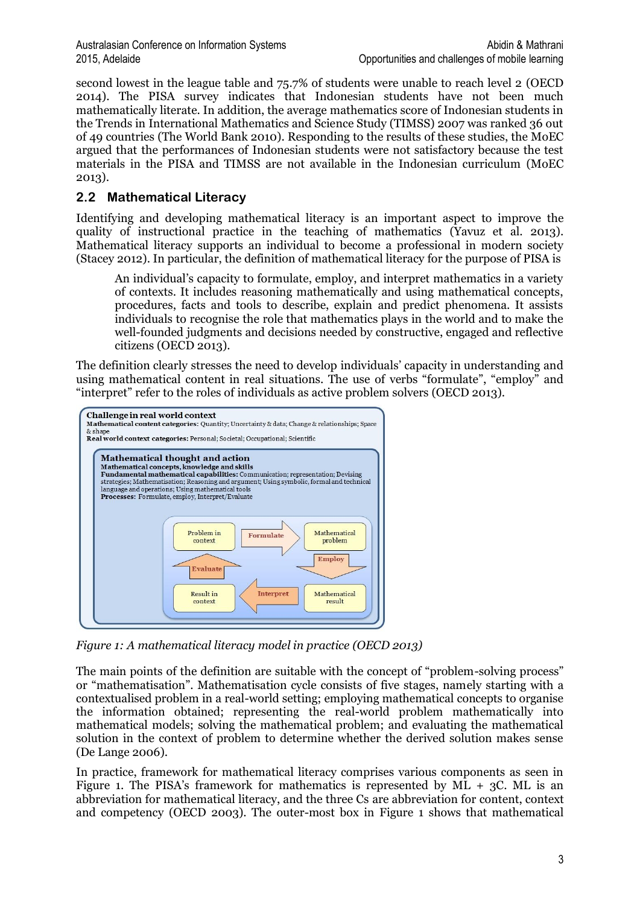second lowest in the league table and 75.7% of students were unable to reach level 2 (OECD 2014). The PISA survey indicates that Indonesian students have not been much mathematically literate. In addition, the average mathematics score of Indonesian students in the Trends in International Mathematics and Science Study (TIMSS) 2007 was ranked 36 out of 49 countries (The World Bank 2010). Responding to the results of these studies, the MoEC argued that the performances of Indonesian students were not satisfactory because the test materials in the PISA and TIMSS are not available in the Indonesian curriculum (MoEC 2013).

## 2.2 Mathematical Literacy

Identifying and developing mathematical literacy is an important aspect to improve the quality of instructional practice in the teaching of mathematics (Yavuz et al. 2013). Mathematical literacy supports an individual to become a professional in modern society (Stacey 2012). In particular, the definition of mathematical literacy for the purpose of PISA is

> An individual's capacity to formulate, employ, and interpret mathematics in a variety of contexts. It includes reasoning mathematically and using mathematical concepts, procedures, facts and tools to describe, explain and predict phenomena. It assists individuals to recognise the role that mathematics plays in the world and to make the well-founded judgments and decisions needed by constructive, engaged and reflective citizens (OECD 2013).

The definition clearly stresses the need to develop individuals' capacity in understanding and using mathematical content in real situations. The use of verbs "formulate", "employ" and "interpret" refer to the roles of individuals as active problem solvers (OECD 2013).

*Figure 1: A mathematical literacy model in practice (OECD 2013)*

The main points of the definition are suitable with the concept of "problem-solving process" or "mathematisation". Mathematisation cycle consists of five stages, namely starting with a contextualised problem in a real-world setting; employing mathematical concepts to organise the information obtained; representing the real-world problem mathematically into mathematical models; solving the mathematical problem; and evaluating the mathematical solution in the context of problem to determine whether the derived solution makes sense (De Lange 2006).

In practice, framework for mathematical literacy comprises various components as seen in Figure 1. The PISA's framework for mathematics is represented by ML + 3C. ML is an abbreviation for mathematical literacy, and the three Cs are abbreviation for content, context and competency (OECD 2003). The outer-most box in Figure 1 shows that mathematical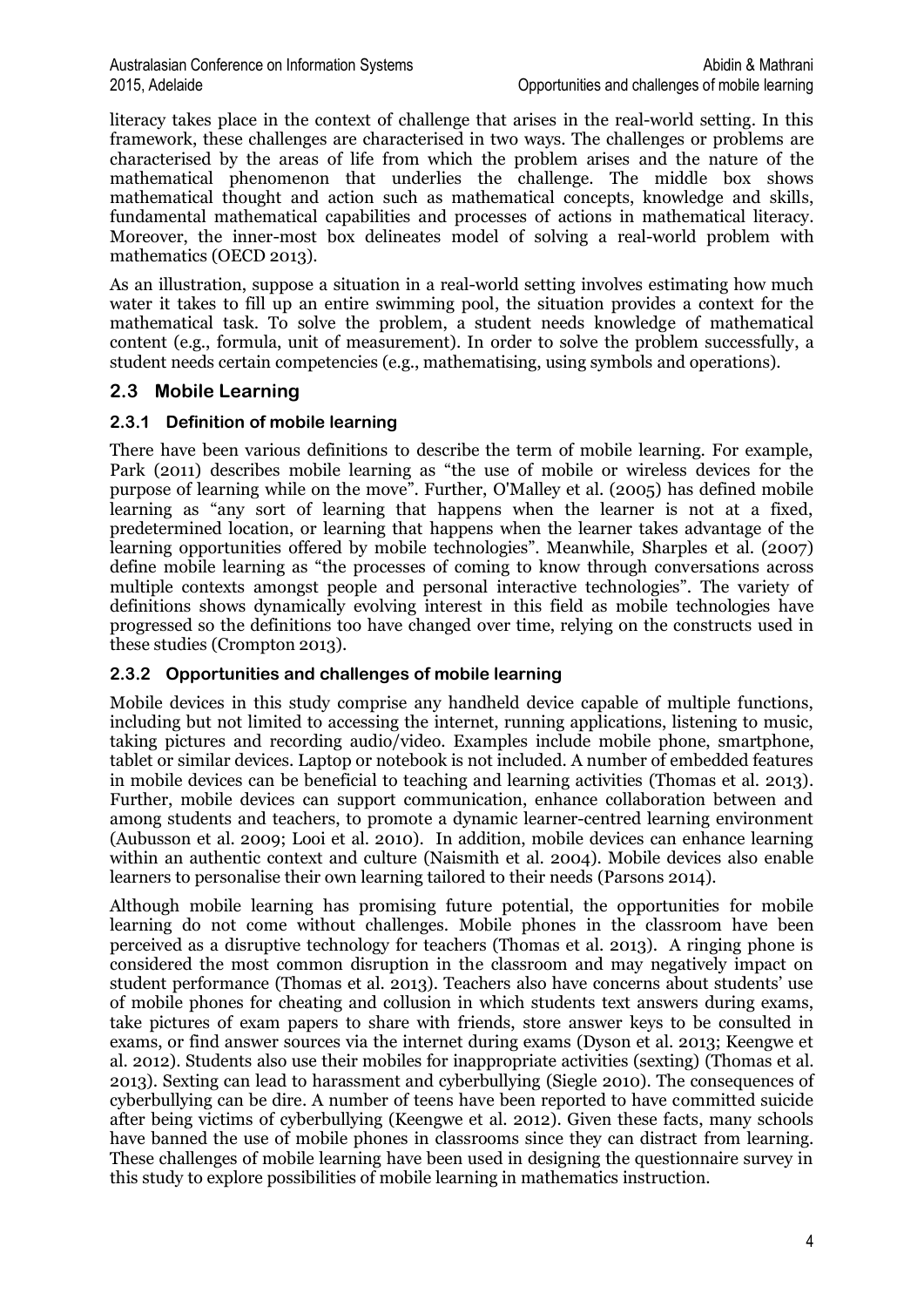literacy takes place in the context of challenge that arises in the real-world setting. In this framework, these challenges are characterised in two ways. The challenges or problems are characterised by the areas of life from which the problem arises and the nature of the mathematical phenomenon that underlies the challenge. The middle box shows mathematical thought and action such as mathematical concepts, knowledge and skills, fundamental mathematical capabilities and processes of actions in mathematical literacy. Moreover, the inner-most box delineates model of solving a real-world problem with mathematics (OECD 2013).

As an illustration, suppose a situation in a real-world setting involves estimating how much water it takes to fill up an entire swimming pool, the situation provides a context for the mathematical task. To solve the problem, a student needs knowledge of mathematical content (e.g., formula, unit of measurement). In order to solve the problem successfully, a student needs certain competencies (e.g., mathematising, using symbols and operations).

## 2.3 Mobile Learning

### 2.3.1 Definition of mobile learning

There have been various definitions to describe the term of mobile learning. For example, Park (2011) describes mobile learning as "the use of mobile or wireless devices for the purpose of learning while on the move". Further, O'Malley et al. (2005) has defined mobile learning as "any sort of learning that happens when the learner is not at a fixed, predetermined location, or learning that happens when the learner takes advantage of the learning opportunities offered by mobile technologies". Meanwhile, Sharples et al. (2007) define mobile learning as "the processes of coming to know through conversations across multiple contexts amongst people and personal interactive technologies". The variety of definitions shows dynamically evolving interest in this field as mobile technologies have progressed so the definitions too have changed over time, relying on the constructs used in these studies (Crompton 2013).

### 2.3.2 Opportunities and challenges of mobile learning

Mobile devices in this study comprise any handheld device capable of multiple functions, including but not limited to accessing the internet, running applications, listening to music, taking pictures and recording audio/video. Examples include mobile phone, smartphone, tablet or similar devices. Laptop or notebook is not included. A number of embedded features in mobile devices can be beneficial to teaching and learning activities (Thomas et al. 2013). Further, mobile devices can support communication, enhance collaboration between and among students and teachers, to promote a dynamic learner-centred learning environment (Aubusson et al. 2009; Looi et al. 2010). In addition, mobile devices can enhance learning within an authentic context and culture (Naismith et al. 2004). Mobile devices also enable learners to personalise their own learning tailored to their needs (Parsons 2014).

Although mobile learning has promising future potential, the opportunities for mobile learning do not come without challenges. Mobile phones in the classroom have been perceived as a disruptive technology for teachers (Thomas et al. 2013). A ringing phone is considered the most common disruption in the classroom and may negatively impact on student performance (Thomas et al. 2013). Teachers also have concerns about students' use of mobile phones for cheating and collusion in which students text answers during exams, take pictures of exam papers to share with friends, store answer keys to be consulted in exams, or find answer sources via the internet during exams (Dyson et al. 2013; Keengwe et al. 2012). Students also use their mobiles for inappropriate activities (sexting) (Thomas et al. 2013). Sexting can lead to harassment and cyberbullying (Siegle 2010). The consequences of cyberbullying can be dire. A number of teens have been reported to have committed suicide after being victims of cyberbullying (Keengwe et al. 2012). Given these facts, many schools have banned the use of mobile phones in classrooms since they can distract from learning. These challenges of mobile learning have been used in designing the questionnaire survey in this study to explore possibilities of mobile learning in mathematics instruction.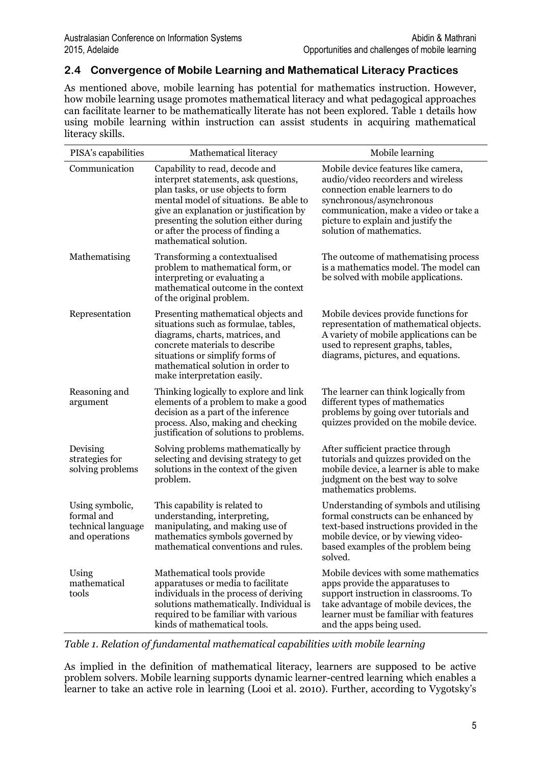## 2.4 Convergence of Mobile Learning and Mathematical Literacy Practices

As mentioned above, mobile learning has potential for mathematics instruction. However, how mobile learning usage promotes mathematical literacy and what pedagogical approaches can facilitate learner to be mathematically literate has not been explored. Table 1 details how using mobile learning within instruction can assist students in acquiring mathematical literacy skills.

| PISA's capabilities | Mathematical literacy | Mobile learning |
|---|---|---|
| Communication | Capability to read, decode and interpret statements, ask questions, plan tasks, or use objects to form mental model of situations. Be able to give an explanation or justification by presenting the solution either during or after the process of finding a mathematical solution. | Mobile device features like camera, audio/video recorders and wireless connection enable learners to do synchronous/asynchronous communication, make a video or take a picture to explain and justify the solution of mathematics. |
| Mathematising | Transforming a contextualised problem to mathematical form, or interpreting or evaluating a mathematical outcome in the context of the original problem. | The outcome of mathematising process is a mathematics model. The model can be solved with mobile applications. |
| Representation | Presenting mathematical objects and situations such as formulae, tables, diagrams, charts, matrices, and concrete materials to describe situations or simplify forms of mathematical solution in order to make interpretation easily. | Mobile devices provide functions for representation of mathematical objects. A variety of mobile applications can be used to represent graphs, tables, diagrams, pictures, and equations. |
| Reasoning and argument | Thinking logically to explore and link elements of a problem to make a good decision as a part of the inference process. Also, making and checking justification of solutions to problems. | The learner can think logically from different types of mathematics problems by going over tutorials and quizzes provided on the mobile device. |
| Devising strategies for solving problems | Solving problems mathematically by selecting and devising strategy to get solutions in the context of the given problem. | After sufficient practice through tutorials and quizzes provided on the mobile device, a learner is able to make judgment on the best way to solve mathematics problems. |
| Using symbolic, formal and technical language and operations | This capability is related to understanding, interpreting, manipulating, and making use of mathematics symbols governed by mathematical conventions and rules. | Understanding of symbols and utilising formal constructs can be enhanced by text-based instructions provided in the mobile device, or by viewing video-based examples of the problem being solved. |
| Using mathematical tools | Mathematical tools provide apparatuses or media to facilitate individuals in the process of deriving solutions mathematically. Individual is required to be familiar with various kinds of mathematical tools. | Mobile devices with some mathematics apps provide the apparatuses to support instruction in classrooms. To take advantage of mobile devices, the learner must be familiar with features and the apps being used. |

*Table 1. Relation of fundamental mathematical capabilities with mobile learning*

As implied in the definition of mathematical literacy, learners are supposed to be active problem solvers. Mobile learning supports dynamic learner-centred learning which enables a learner to take an active role in learning (Looi et al. 2010). Further, according to Vygotsky's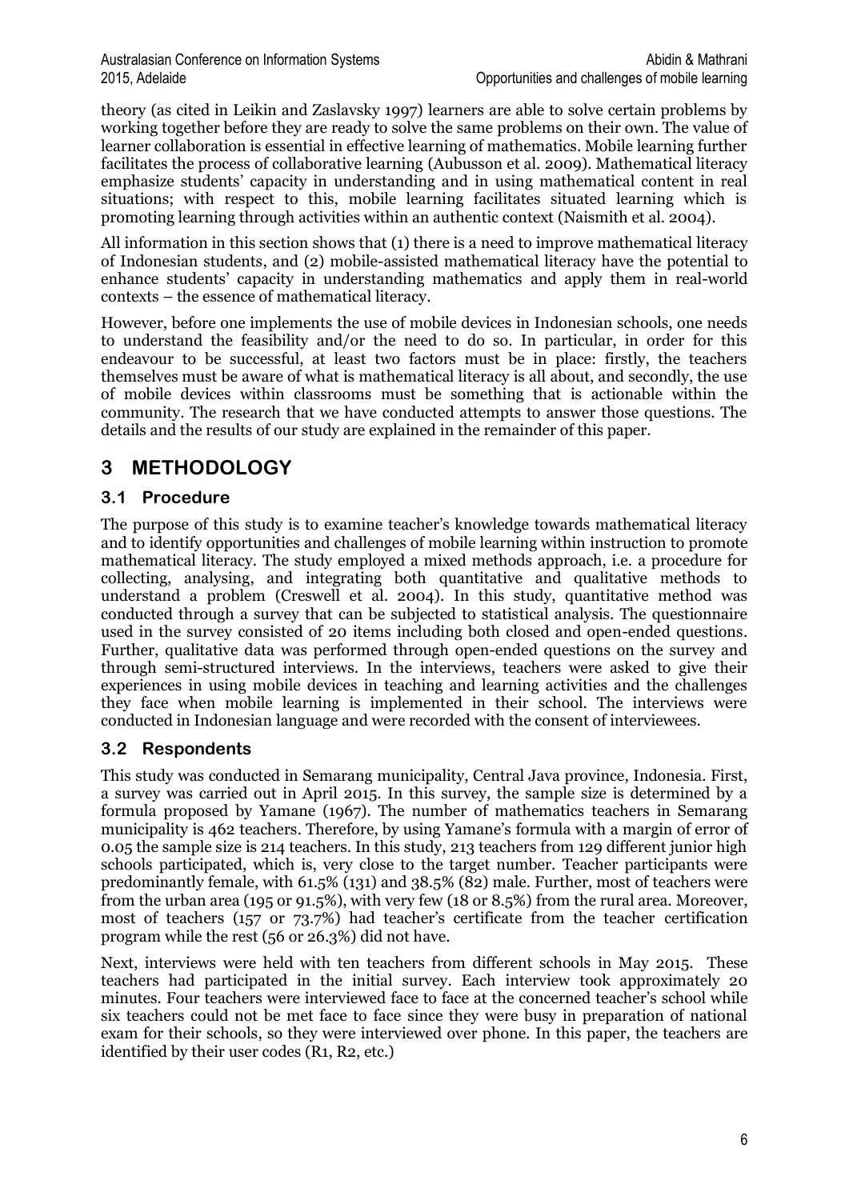theory (as cited in Leikin and Zaslavsky 1997) learners are able to solve certain problems by working together before they are ready to solve the same problems on their own. The value of learner collaboration is essential in effective learning of mathematics. Mobile learning further facilitates the process of collaborative learning (Aubusson et al. 2009). Mathematical literacy emphasize students' capacity in understanding and in using mathematical content in real situations; with respect to this, mobile learning facilitates situated learning which is promoting learning through activities within an authentic context (Naismith et al. 2004).

All information in this section shows that (1) there is a need to improve mathematical literacy of Indonesian students, and (2) mobile-assisted mathematical literacy have the potential to enhance students' capacity in understanding mathematics and apply them in real-world contexts – the essence of mathematical literacy.

However, before one implements the use of mobile devices in Indonesian schools, one needs to understand the feasibility and/or the need to do so. In particular, in order for this endeavour to be successful, at least two factors must be in place: firstly, the teachers themselves must be aware of what is mathematical literacy is all about, and secondly, the use of mobile devices within classrooms must be something that is actionable within the community. The research that we have conducted attempts to answer those questions. The details and the results of our study are explained in the remainder of this paper.

# 3 METHODOLOGY

## 3.1 Procedure

The purpose of this study is to examine teacher's knowledge towards mathematical literacy and to identify opportunities and challenges of mobile learning within instruction to promote mathematical literacy. The study employed a mixed methods approach, i.e. a procedure for collecting, analysing, and integrating both quantitative and qualitative methods to understand a problem (Creswell et al. 2004). In this study, quantitative method was conducted through a survey that can be subjected to statistical analysis. The questionnaire used in the survey consisted of 20 items including both closed and open-ended questions. Further, qualitative data was performed through open-ended questions on the survey and through semi-structured interviews. In the interviews, teachers were asked to give their experiences in using mobile devices in teaching and learning activities and the challenges they face when mobile learning is implemented in their school. The interviews were conducted in Indonesian language and were recorded with the consent of interviewees.

## 3.2 Respondents

This study was conducted in Semarang municipality, Central Java province, Indonesia. First, a survey was carried out in April 2015. In this survey, the sample size is determined by a formula proposed by Yamane (1967). The number of mathematics teachers in Semarang municipality is 462 teachers. Therefore, by using Yamane's formula with a margin of error of 0.05 the sample size is 214 teachers. In this study, 213 teachers from 129 different junior high schools participated, which is, very close to the target number. Teacher participants were predominantly female, with 61.5% (131) and 38.5% (82) male. Further, most of teachers were from the urban area (195 or 91.5%), with very few (18 or 8.5%) from the rural area. Moreover, most of teachers (157 or 73.7%) had teacher's certificate from the teacher certification program while the rest (56 or 26.3%) did not have.

Next, interviews were held with ten teachers from different schools in May 2015. These teachers had participated in the initial survey. Each interview took approximately 20 minutes. Four teachers were interviewed face to face at the concerned teacher's school while six teachers could not be met face to face since they were busy in preparation of national exam for their schools, so they were interviewed over phone. In this paper, the teachers are identified by their user codes (R1, R2, etc.)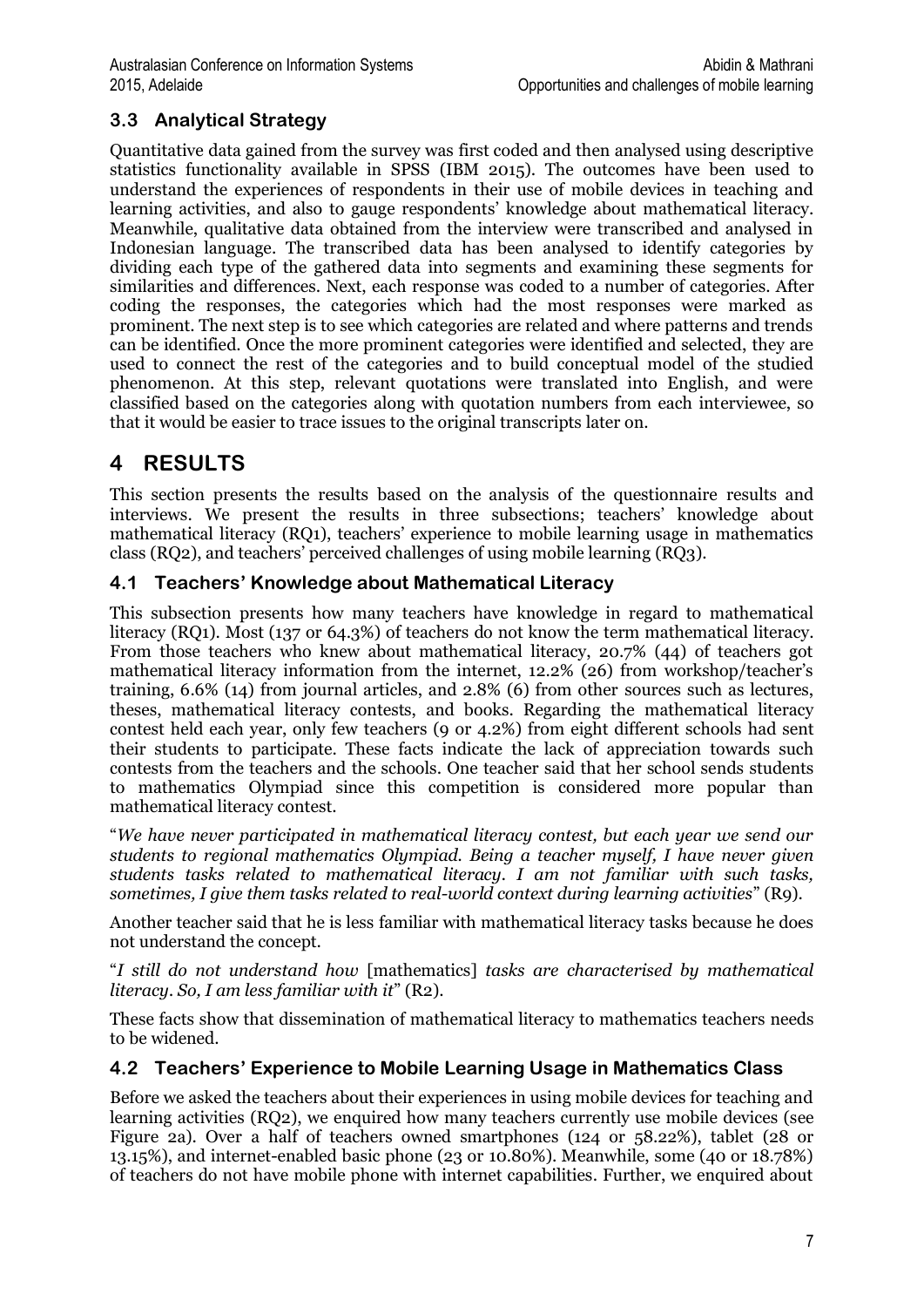### 3.3 Analytical Strategy

Quantitative data gained from the survey was first coded and then analysed using descriptive statistics functionality available in SPSS (IBM 2015). The outcomes have been used to understand the experiences of respondents in their use of mobile devices in teaching and learning activities, and also to gauge respondents' knowledge about mathematical literacy. Meanwhile, qualitative data obtained from the interview were transcribed and analysed in Indonesian language. The transcribed data has been analysed to identify categories by dividing each type of the gathered data into segments and examining these segments for similarities and differences. Next, each response was coded to a number of categories. After coding the responses, the categories which had the most responses were marked as prominent. The next step is to see which categories are related and where patterns and trends can be identified. Once the more prominent categories were identified and selected, they are used to connect the rest of the categories and to build conceptual model of the studied phenomenon. At this step, relevant quotations were translated into English, and were classified based on the categories along with quotation numbers from each interviewee, so that it would be easier to trace issues to the original transcripts later on.

## 4 RESULTS

This section presents the results based on the analysis of the questionnaire results and interviews. We present the results in three subsections; teachers' knowledge about mathematical literacy (RQ1), teachers' experience to mobile learning usage in mathematics class (RQ2), and teachers' perceived challenges of using mobile learning (RQ3).

### 4.1 Teachers' Knowledge about Mathematical Literacy

This subsection presents how many teachers have knowledge in regard to mathematical literacy (RQ1). Most (137 or 64.3%) of teachers do not know the term mathematical literacy. From those teachers who knew about mathematical literacy, 20.7% (44) of teachers got mathematical literacy information from the internet, 12.2% (26) from workshop/teacher's training, 6.6% (14) from journal articles, and 2.8% (6) from other sources such as lectures, theses, mathematical literacy contests, and books. Regarding the mathematical literacy contest held each year, only few teachers (9 or 4.2%) from eight different schools had sent their students to participate. These facts indicate the lack of appreciation towards such contests from the teachers and the schools. One teacher said that her school sends students to mathematics Olympiad since this competition is considered more popular than mathematical literacy contest.

"*We have never participated in mathematical literacy contest, but each year we send our students to regional mathematics Olympiad. Being a teacher myself, I have never given students tasks related to mathematical literacy. I am not familiar with such tasks, sometimes, I give them tasks related to real-world context during learning activities*" (R9).

Another teacher said that he is less familiar with mathematical literacy tasks because he does not understand the concept.

"*I still do not understand how* [mathematics] *tasks are characterised by mathematical literacy. So, I am less familiar with it*" (R2).

These facts show that dissemination of mathematical literacy to mathematics teachers needs to be widened.

### 4.2 Teachers' Experience to Mobile Learning Usage in Mathematics Class

Before we asked the teachers about their experiences in using mobile devices for teaching and learning activities (RQ2), we enquired how many teachers currently use mobile devices (see Figure 2a). Over a half of teachers owned smartphones (124 or 58.22%), tablet (28 or 13.15%), and internet-enabled basic phone (23 or 10.80%). Meanwhile, some (40 or 18.78%) of teachers do not have mobile phone with internet capabilities. Further, we enquired about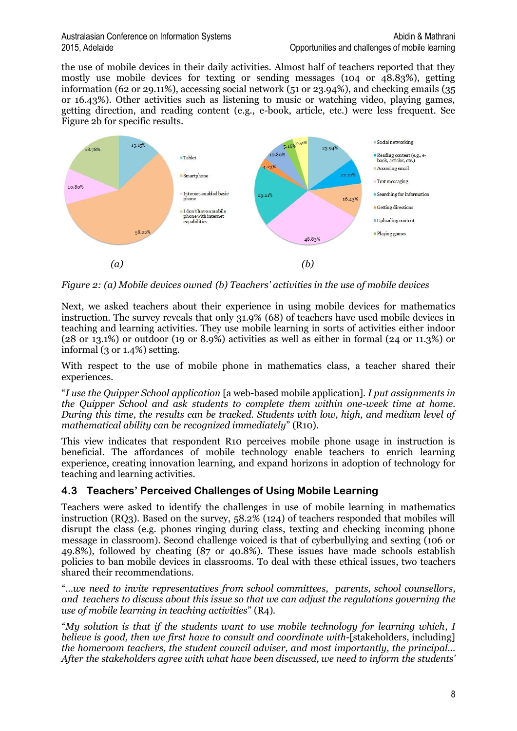the use of mobile devices in their daily activities. Almost half of teachers reported that they mostly use mobile devices for texting or sending messages (104 or 48.83%), getting information (62 or 29.11%), accessing social network (51 or 23.94%), and checking emails (35 or 16.43%). Other activities such as listening to music or watching video, playing games, getting direction, and reading content (e.g., e-book, article, etc.) were less frequent. See Figure 2b for specific results.

*Figure 2: (a) Mobile devices owned (b) Teachers' activities in the use of mobile devices*

Next, we asked teachers about their experience in using mobile devices for mathematics instruction. The survey reveals that only 31.9% (68) of teachers have used mobile devices in teaching and learning activities. They use mobile learning in sorts of activities either indoor (28 or 13.1%) or outdoor (19 or 8.9%) activities as well as either in formal (24 or 11.3%) or informal (3 or 1.4%) setting.

With respect to the use of mobile phone in mathematics class, a teacher shared their experiences.

"*I use the Quipper School application* [a web-based mobile application]. *I put assignments in the Quipper School and ask students to complete them within one-week time at home. During this time, the results can be tracked. Students with low, high, and medium level of mathematical ability can be recognized immediately*" (R10).

This view indicates that respondent R10 perceives mobile phone usage in instruction is beneficial. The affordances of mobile technology enable teachers to enrich learning experience, creating innovation learning, and expand horizons in adoption of technology for teaching and learning activities.

## 4.3 Teachers' Perceived Challenges of Using Mobile Learning

Teachers were asked to identify the challenges in use of mobile learning in mathematics instruction (RQ3). Based on the survey, 58.2% (124) of teachers responded that mobiles will disrupt the class (e.g. phones ringing during class, texting and checking incoming phone message in classroom). Second challenge voiced is that of cyberbullying and sexting (106 or 49.8%), followed by cheating (87 or 40.8%). These issues have made schools establish policies to ban mobile devices in classrooms. To deal with these ethical issues, two teachers shared their recommendations.

"*...we need to invite representatives from school committees, parents, school counsellors, and teachers to discuss about this issue so that we can adjust the regulations governing the use of mobile learning in teaching activities*" (R4).

"*My solution is that if the students want to use mobile technology for learning which, I believe is good, then we first have to consult and coordinate with*-[stakeholders, including] *the homeroom teachers, the student council adviser, and most importantly, the principal... After the stakeholders agree with what have been discussed, we need to inform the students'*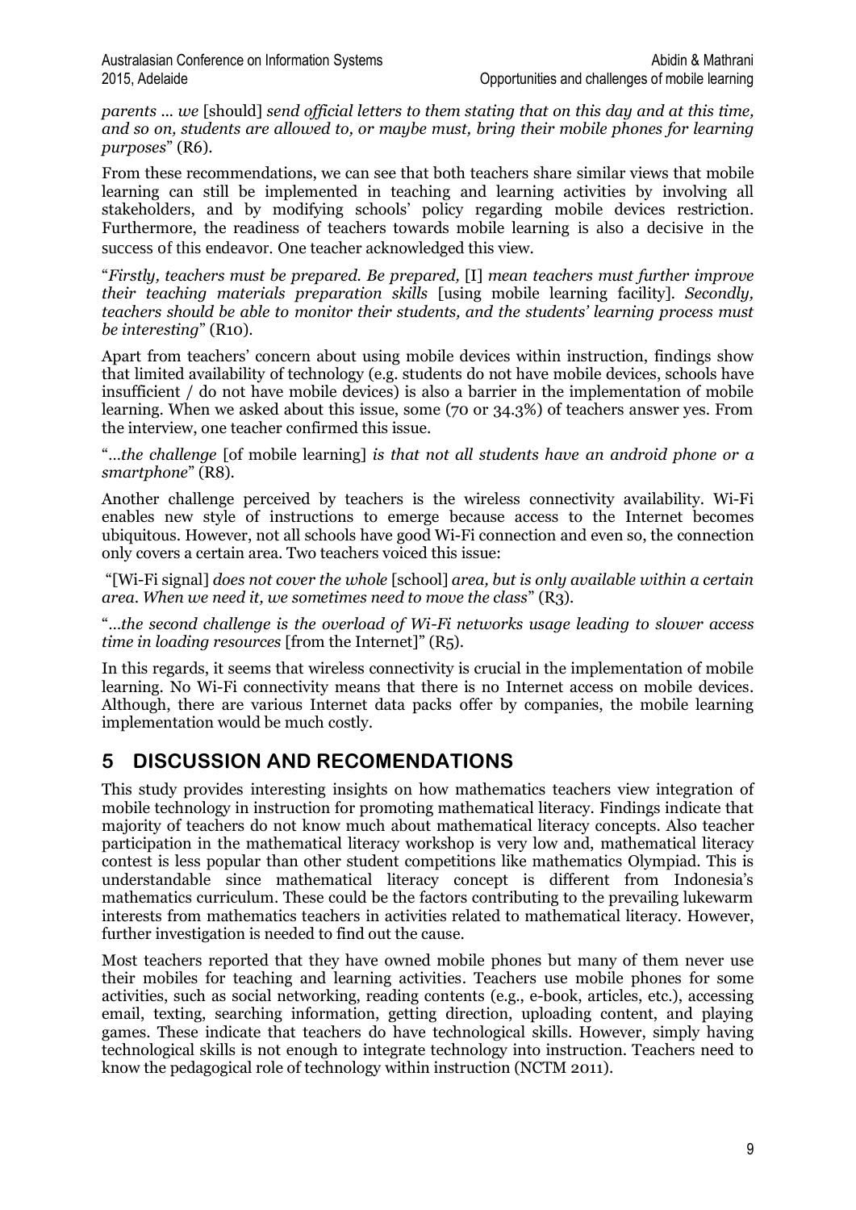*parents ... we* [should] *send official letters to them stating that on this day and at this time, and so on, students are allowed to, or maybe must, bring their mobile phones for learning purposes*" (R6).

From these recommendations, we can see that both teachers share similar views that mobile learning can still be implemented in teaching and learning activities by involving all stakeholders, and by modifying schools' policy regarding mobile devices restriction. Furthermore, the readiness of teachers towards mobile learning is also a decisive in the success of this endeavor. One teacher acknowledged this view.

"*Firstly, teachers must be prepared. Be prepared,* [I] *mean teachers must further improve their teaching materials preparation skills* [using mobile learning facility]. *Secondly, teachers should be able to monitor their students, and the students' learning process must be interesting*" (R10).

Apart from teachers' concern about using mobile devices within instruction, findings show that limited availability of technology (e.g. students do not have mobile devices, schools have insufficient / do not have mobile devices) is also a barrier in the implementation of mobile learning. When we asked about this issue, some (70 or 34.3%) of teachers answer yes. From the interview, one teacher confirmed this issue.

"*...the challenge* [of mobile learning] *is that not all students have an android phone or a smartphone*" (R8).

Another challenge perceived by teachers is the wireless connectivity availability. Wi-Fi enables new style of instructions to emerge because access to the Internet becomes ubiquitous. However, not all schools have good Wi-Fi connection and even so, the connection only covers a certain area. Two teachers voiced this issue:

"[Wi-Fi signal] *does not cover the whole* [school] *area, but is only available within a certain area. When we need it, we sometimes need to move the class*" (R3).

"*...the second challenge is the overload of Wi-Fi networks usage leading to slower access time in loading resources* [from the Internet]" (R5).

In this regards, it seems that wireless connectivity is crucial in the implementation of mobile learning. No Wi-Fi connectivity means that there is no Internet access on mobile devices. Although, there are various Internet data packs offer by companies, the mobile learning implementation would be much costly.

## 5 DISCUSSION AND RECOMENDATIONS

This study provides interesting insights on how mathematics teachers view integration of mobile technology in instruction for promoting mathematical literacy. Findings indicate that majority of teachers do not know much about mathematical literacy concepts. Also teacher participation in the mathematical literacy workshop is very low and, mathematical literacy contest is less popular than other student competitions like mathematics Olympiad. This is understandable since mathematical literacy concept is different from Indonesia's mathematics curriculum. These could be the factors contributing to the prevailing lukewarm interests from mathematics teachers in activities related to mathematical literacy. However, further investigation is needed to find out the cause.

Most teachers reported that they have owned mobile phones but many of them never use their mobiles for teaching and learning activities. Teachers use mobile phones for some activities, such as social networking, reading contents (e.g., e-book, articles, etc.), accessing email, texting, searching information, getting direction, uploading content, and playing games. These indicate that teachers do have technological skills. However, simply having technological skills is not enough to integrate technology into instruction. Teachers need to know the pedagogical role of technology within instruction (NCTM 2011).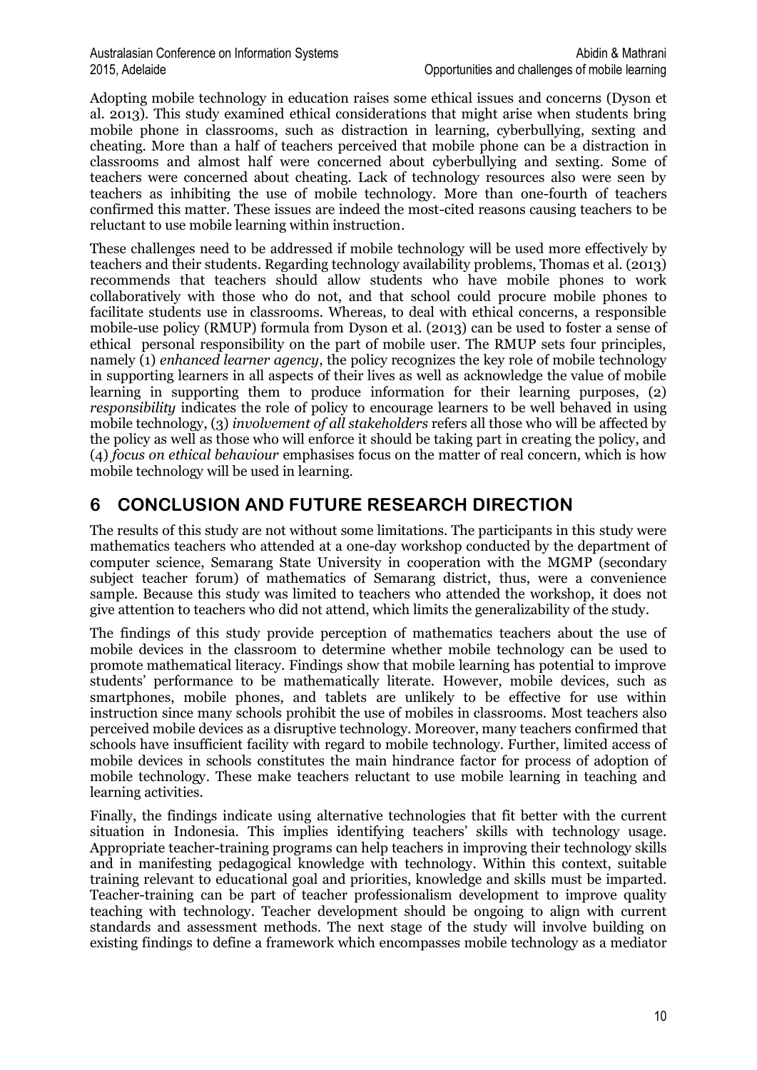Adopting mobile technology in education raises some ethical issues and concerns (Dyson et al. 2013). This study examined ethical considerations that might arise when students bring mobile phone in classrooms, such as distraction in learning, cyberbullying, sexting and cheating. More than a half of teachers perceived that mobile phone can be a distraction in classrooms and almost half were concerned about cyberbullying and sexting. Some of teachers were concerned about cheating. Lack of technology resources also were seen by teachers as inhibiting the use of mobile technology. More than one-fourth of teachers confirmed this matter. These issues are indeed the most-cited reasons causing teachers to be reluctant to use mobile learning within instruction.

These challenges need to be addressed if mobile technology will be used more effectively by teachers and their students. Regarding technology availability problems, Thomas et al. (2013) recommends that teachers should allow students who have mobile phones to work collaboratively with those who do not, and that school could procure mobile phones to facilitate students use in classrooms. Whereas, to deal with ethical concerns, a responsible mobile-use policy (RMUP) formula from Dyson et al. (2013) can be used to foster a sense of ethical personal responsibility on the part of mobile user. The RMUP sets four principles, namely (1) *enhanced learner agency*, the policy recognizes the key role of mobile technology in supporting learners in all aspects of their lives as well as acknowledge the value of mobile learning in supporting them to produce information for their learning purposes, (2) *responsibility* indicates the role of policy to encourage learners to be well behaved in using mobile technology, (3) *involvement of all stakeholders* refers all those who will be affected by the policy as well as those who will enforce it should be taking part in creating the policy, and (4) *focus on ethical behaviour* emphasises focus on the matter of real concern, which is how mobile technology will be used in learning.

# 6 CONCLUSION AND FUTURE RESEARCH DIRECTION

The results of this study are not without some limitations. The participants in this study were mathematics teachers who attended at a one-day workshop conducted by the department of computer science, Semarang State University in cooperation with the MGMP (secondary subject teacher forum) of mathematics of Semarang district, thus, were a convenience sample. Because this study was limited to teachers who attended the workshop, it does not give attention to teachers who did not attend, which limits the generalizability of the study.

The findings of this study provide perception of mathematics teachers about the use of mobile devices in the classroom to determine whether mobile technology can be used to promote mathematical literacy. Findings show that mobile learning has potential to improve students' performance to be mathematically literate. However, mobile devices, such as smartphones, mobile phones, and tablets are unlikely to be effective for use within instruction since many schools prohibit the use of mobiles in classrooms. Most teachers also perceived mobile devices as a disruptive technology. Moreover, many teachers confirmed that schools have insufficient facility with regard to mobile technology. Further, limited access of mobile devices in schools constitutes the main hindrance factor for process of adoption of mobile technology. These make teachers reluctant to use mobile learning in teaching and learning activities.

Finally, the findings indicate using alternative technologies that fit better with the current situation in Indonesia. This implies identifying teachers' skills with technology usage. Appropriate teacher-training programs can help teachers in improving their technology skills and in manifesting pedagogical knowledge with technology. Within this context, suitable training relevant to educational goal and priorities, knowledge and skills must be imparted. Teacher-training can be part of teacher professionalism development to improve quality teaching with technology. Teacher development should be ongoing to align with current standards and assessment methods. The next stage of the study will involve building on existing findings to define a framework which encompasses mobile technology as a mediator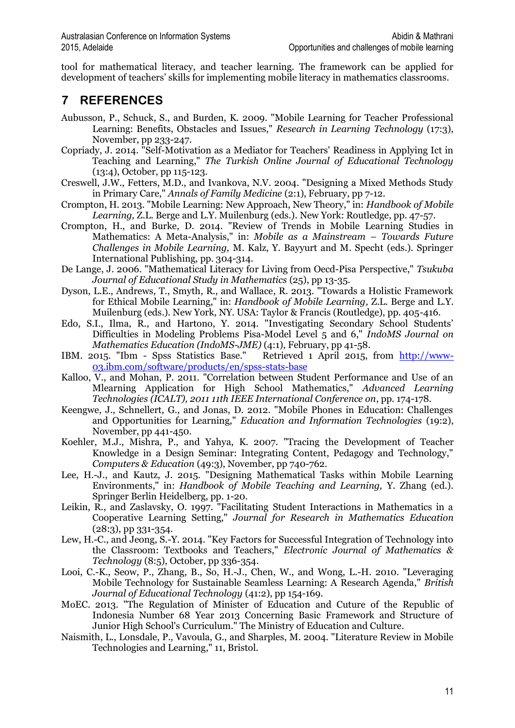tool for mathematical literacy, and teacher learning. The framework can be applied for development of teachers' skills for implementing mobile literacy in mathematics classrooms.

## 7 REFERENCES

Aubusson, P., Schuck, S., and Burden, K. 2009. "Mobile Learning for Teacher Professional Learning: Benefits, Obstacles and Issues," *Research in Learning Technology* (17:3), November, pp 233-247.

Copriady, J. 2014. "Self-Motivation as a Mediator for Teachers' Readiness in Applying Ict in Teaching and Learning," *The Turkish Online Journal of Educational Technology* (13:4), October, pp 115-123.

Creswell, J.W., Fetters, M.D., and Ivankova, N.V. 2004. "Designing a Mixed Methods Study in Primary Care," *Annals of Family Medicine* (2:1), February, pp 7-12.

Crompton, H. 2013. "Mobile Learning: New Approach, New Theory," in: *Handbook of Mobile Learning,* Z.L. Berge and L.Y. Muilenburg (eds.). New York: Routledge, pp. 47-57.

Crompton, H., and Burke, D. 2014. "Review of Trends in Mobile Learning Studies in Mathematics: A Meta-Analysis," in: *Mobile as a Mainstream – Towards Future Challenges in Mobile Learning,* M. Kalz, Y. Bayyurt and M. Specht (eds.). Springer International Publishing, pp. 304-314.

De Lange, J. 2006. "Mathematical Literacy for Living from Oecd-Pisa Perspective," *Tsukuba Journal of Educational Study in Mathematics* (25), pp 13-35.

Dyson, L.E., Andrews, T., Smyth, R., and Wallace, R. 2013. "Towards a Holistic Framework for Ethical Mobile Learning," in: *Handbook of Mobile Learning,* Z.L. Berge and L.Y. Muilenburg (eds.). New York, NY. USA: Taylor & Francis (Routledge), pp. 405-416.

Edo, S.I., Ilma, R., and Hartono, Y. 2014. "Investigating Secondary School Students' Difficulties in Modeling Problems Pisa-Model Level 5 and 6," *IndoMS Journal on Mathematics Education (IndoMS-JME)* (4:1), February, pp 41-58.

IBM. 2015. "Ibm - Spss Statistics Base." Retrieved 1 April 2015, from http://www-03.ibm.com/software/products/en/spss-stats-base

Kalloo, V., and Mohan, P. 2011. "Correlation between Student Performance and Use of an Mlearning Application for High School Mathematics," *Advanced Learning Technologies (ICALT), 2011 11th IEEE International Conference on*, pp. 174-178.

Keengwe, J., Schnellert, G., and Jonas, D. 2012. "Mobile Phones in Education: Challenges and Opportunities for Learning," *Education and Information Technologies* (19:2), November, pp 441-450.

Koehler, M.J., Mishra, P., and Yahya, K. 2007. "Tracing the Development of Teacher Knowledge in a Design Seminar: Integrating Content, Pedagogy and Technology," *Computers & Education* (49:3), November, pp 740-762.

Lee, H.-J., and Kautz, J. 2015. "Designing Mathematical Tasks within Mobile Learning Environments," in: *Handbook of Mobile Teaching and Learning,* Y. Zhang (ed.). Springer Berlin Heidelberg, pp. 1-20.

Leikin, R., and Zaslavsky, O. 1997. "Facilitating Student Interactions in Mathematics in a Cooperative Learning Setting," *Journal for Research in Mathematics Education* (28:3), pp 331-354.

Lew, H.-C., and Jeong, S.-Y. 2014. "Key Factors for Successful Integration of Technology into the Classroom: Textbooks and Teachers," *Electronic Journal of Mathematics & Technology* (8:5), October, pp 336-354.

Looi, C.-K., Seow, P., Zhang, B., So, H.-J., Chen, W., and Wong, L.-H. 2010. "Leveraging Mobile Technology for Sustainable Seamless Learning: A Research Agenda," *British Journal of Educational Technology* (41:2), pp 154-169.

MoEC. 2013. "The Regulation of Minister of Education and Cuture of the Republic of Indonesia Number 68 Year 2013 Concerning Basic Framework and Structure of Junior High School's Curriculum." The Ministry of Education and Culture.

Naismith, L., Lonsdale, P., Vavoula, G., and Sharples, M. 2004. "Literature Review in Mobile Technologies and Learning," 11, Bristol.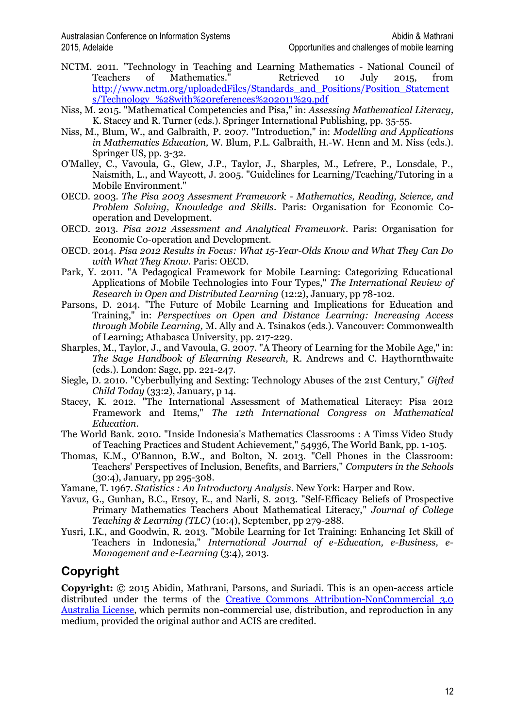NCTM. 2011. "Technology in Teaching and Learning Mathematics - National Council of Teachers of Mathematics." Retrieved 10 July 2015, from http://www.nctm.org/uploadedFiles/Standards_and_Positions/Position_Statements/Technology_%28with%20references%202011%29.pdf

Niss, M. 2015. "Mathematical Competencies and Pisa," in: *Assessing Mathematical Literacy,* K. Stacey and R. Turner (eds.). Springer International Publishing, pp. 35-55.

Niss, M., Blum, W., and Galbraith, P. 2007. "Introduction," in: *Modelling and Applications in Mathematics Education,* W. Blum, P.L. Galbraith, H.-W. Henn and M. Niss (eds.). Springer US, pp. 3-32.

O'Malley, C., Vavoula, G., Glew, J.P., Taylor, J., Sharples, M., Lefrere, P., Lonsdale, P., Naismith, L., and Waycott, J. 2005. "Guidelines for Learning/Teaching/Tutoring in a Mobile Environment."

OECD. 2003. *The Pisa 2003 Assesment Framework - Mathematics, Reading, Science, and Problem Solving, Knowledge and Skills*. Paris: Organisation for Economic Co-operation and Development.

OECD. 2013. *Pisa 2012 Assessment and Analytical Framework*. Paris: Organisation for Economic Co-operation and Development.

OECD. 2014. *Pisa 2012 Results in Focus: What 15-Year-Olds Know and What They Can Do with What They Know*. Paris: OECD.

Park, Y. 2011. "A Pedagogical Framework for Mobile Learning: Categorizing Educational Applications of Mobile Technologies into Four Types," *The International Review of Research in Open and Distributed Learning* (12:2), January, pp 78-102.

Parsons, D. 2014. "The Future of Mobile Learning and Implications for Education and Training," in: *Perspectives on Open and Distance Learning: Increasing Access through Mobile Learning,* M. Ally and A. Tsinakos (eds.). Vancouver: Commonwealth of Learning; Athabasca University, pp. 217-229.

Sharples, M., Taylor, J., and Vavoula, G. 2007. "A Theory of Learning for the Mobile Age," in: *The Sage Handbook of Elearning Research,* R. Andrews and C. Haythornthwaite (eds.). London: Sage, pp. 221-247.

Siegle, D. 2010. "Cyberbullying and Sexting: Technology Abuses of the 21st Century," *Gifted Child Today* (33:2), January, p 14.

Stacey, K. 2012. "The International Assessment of Mathematical Literacy: Pisa 2012 Framework and Items," *The 12th International Congress on Mathematical Education*.

The World Bank. 2010. "Inside Indonesia's Mathematics Classrooms : A Timss Video Study of Teaching Practices and Student Achievement," 54936, The World Bank, pp. 1-105.

Thomas, K.M., O'Bannon, B.W., and Bolton, N. 2013. "Cell Phones in the Classroom: Teachers' Perspectives of Inclusion, Benefits, and Barriers," *Computers in the Schools* (30:4), January, pp 295-308.

Yamane, T. 1967. *Statistics : An Introductory Analysis*. New York: Harper and Row.

Yavuz, G., Gunhan, B.C., Ersoy, E., and Narli, S. 2013. "Self-Efficacy Beliefs of Prospective Primary Mathematics Teachers About Mathematical Literacy," *Journal of College Teaching & Learning (TLC)* (10:4), September, pp 279-288.

Yusri, I.K., and Goodwin, R. 2013. "Mobile Learning for Ict Training: Enhancing Ict Skill of Teachers in Indonesia," *International Journal of e-Education, e-Business, e-Management and e-Learning* (3:4), 2013.

## Copyright

**Copyright:** © 2015 Abidin, Mathrani, Parsons, and Suriadi. This is an open-access article distributed under the terms of the Creative Commons Attribution-NonCommercial 3.0 Australia License, which permits non-commercial use, distribution, and reproduction in any medium, provided the original author and ACIS are credited.